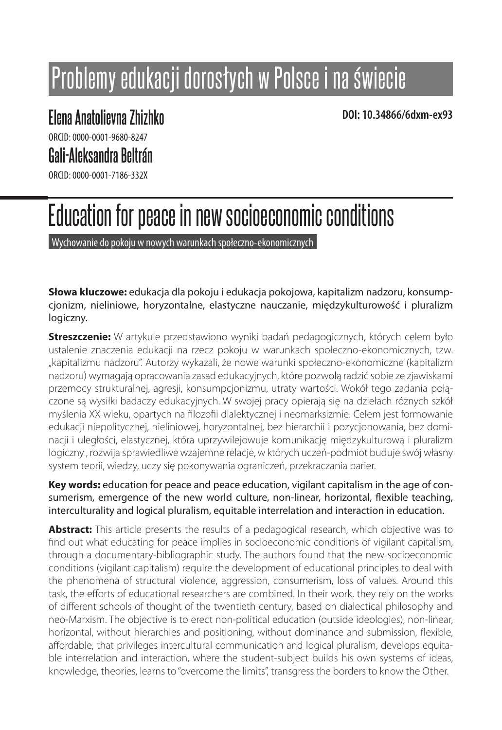Problemy edukacji dorosłych w Polsce i na świecie

Elena Anatolievna Zhizhko

ORCID: 0000-0001-9680-8247

Gali-Aleksandra Beltrán

ORCID: 0000-0001-7186-332X

**DOI: 10.34866/6dxm-ex93**

# Education for peace in new socioeconomic conditions

Wychowanie do pokoju w nowych warunkach społeczno-ekonomicznych

**Słowa kluczowe:** edukacja dla pokoju i edukacja pokojowa, kapitalizm nadzoru, konsumpcjonizm, nieliniowe, horyzontalne, elastyczne nauczanie, międzykulturowość i pluralizm logiczny.

**Streszczenie:** W artykule przedstawiono wyniki badań pedagogicznych, których celem było ustalenie znaczenia edukacji na rzecz pokoju w warunkach społeczno-ekonomicznych, tzw. „kapitalizmu nadzoru". Autorzy wykazali, że nowe warunki społeczno-ekonomiczne (kapitalizm nadzoru) wymagają opracowania zasad edukacyjnych, które pozwolą radzić sobie ze zjawiskami przemocy strukturalnej, agresji, konsumpcjonizmu, utraty wartości. Wokół tego zadania połączone są wysiłki badaczy edukacyjnych. W swojej pracy opierają się na dziełach różnych szkół myślenia XX wieku, opartych na filozofii dialektycznej i neomarksizmie. Celem jest formowanie edukacji niepolitycznej, nieliniowej, horyzontalnej, bez hierarchii i pozycjonowania, bez dominacji i uległości, elastycznej, która uprzywilejowuje komunikację międzykulturową i pluralizm logiczny , rozwija sprawiedliwe wzajemne relacje, w których uczeń-podmiot buduje swój własny system teorii, wiedzy, uczy się pokonywania ograniczeń, przekraczania barier.

**Key words:** education for peace and peace education, vigilant capitalism in the age of consumerism, emergence of the new world culture, non-linear, horizontal, flexible teaching, interculturality and logical pluralism, equitable interrelation and interaction in education.

**Abstract:** This article presents the results of a pedagogical research, which objective was to find out what educating for peace implies in socioeconomic conditions of vigilant capitalism, through a documentary-bibliographic study. The authors found that the new socioeconomic conditions (vigilant capitalism) require the development of educational principles to deal with the phenomena of structural violence, aggression, consumerism, loss of values. Around this task, the efforts of educational researchers are combined. In their work, they rely on the works of different schools of thought of the twentieth century, based on dialectical philosophy and neo-Marxism. The objective is to erect non-political education (outside ideologies), non-linear, horizontal, without hierarchies and positioning, without dominance and submission, flexible, affordable, that privileges intercultural communication and logical pluralism, develops equitable interrelation and interaction, where the student-subject builds his own systems of ideas, knowledge, theories, learns to "overcome the limits", transgress the borders to know the Other.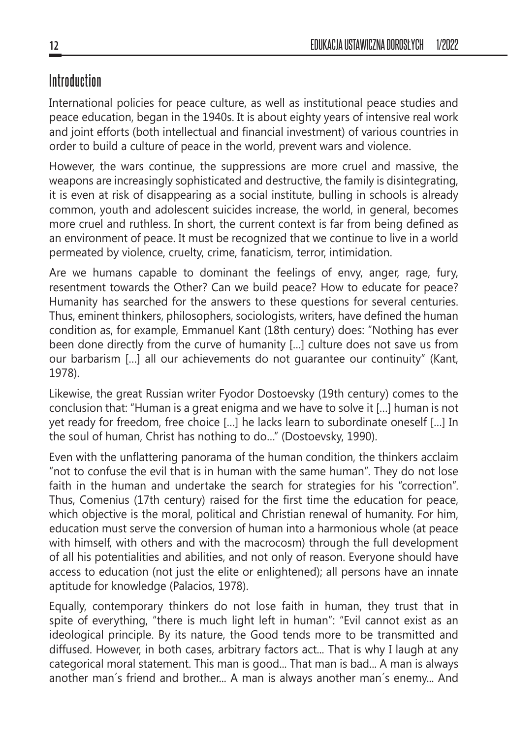## Introduction

International policies for peace culture, as well as institutional peace studies and peace education, began in the 1940s. It is about eighty years of intensive real work and joint efforts (both intellectual and financial investment) of various countries in order to build a culture of peace in the world, prevent wars and violence.

However, the wars continue, the suppressions are more cruel and massive, the weapons are increasingly sophisticated and destructive, the family is disintegrating, it is even at risk of disappearing as a social institute, bulling in schools is already common, youth and adolescent suicides increase, the world, in general, becomes more cruel and ruthless. In short, the current context is far from being defined as an environment of peace. It must be recognized that we continue to live in a world permeated by violence, cruelty, crime, fanaticism, terror, intimidation.

Are we humans capable to dominant the feelings of envy, anger, rage, fury, resentment towards the Other? Can we build peace? How to educate for peace? Humanity has searched for the answers to these questions for several centuries. Thus, eminent thinkers, philosophers, sociologists, writers, have defined the human condition as, for example, Emmanuel Kant (18th century) does: "Nothing has ever been done directly from the curve of humanity [...] culture does not save us from our barbarism [...] all our achievements do not guarantee our continuity" (Kant, 1978).

Likewise, the great Russian writer Fyodor Dostoevsky (19th century) comes to the conclusion that: "Human is a great enigma and we have to solve it [...] human is not yet ready for freedom, free choice [...] he lacks learn to subordinate oneself [...] In the soul of human, Christ has nothing to do..." (Dostoevsky, 1990).

Even with the unflattering panorama of the human condition, the thinkers acclaim "not to confuse the evil that is in human with the same human". They do not lose faith in the human and undertake the search for strategies for his "correction". Thus, Comenius (17th century) raised for the first time the education for peace, which objective is the moral, political and Christian renewal of humanity. For him, education must serve the conversion of human into a harmonious whole (at peace with himself, with others and with the macrocosm) through the full development of all his potentialities and abilities, and not only of reason. Everyone should have access to education (not just the elite or enlightened); all persons have an innate aptitude for knowledge (Palacios, 1978).

Equally, contemporary thinkers do not lose faith in human, they trust that in spite of everything, "there is much light left in human": "Evil cannot exist as an ideological principle. By its nature, the Good tends more to be transmitted and diffused. However, in both cases, arbitrary factors act... That is why I laugh at any categorical moral statement. This man is good... That man is bad... A man is always another man´s friend and brother... A man is always another man´s enemy... And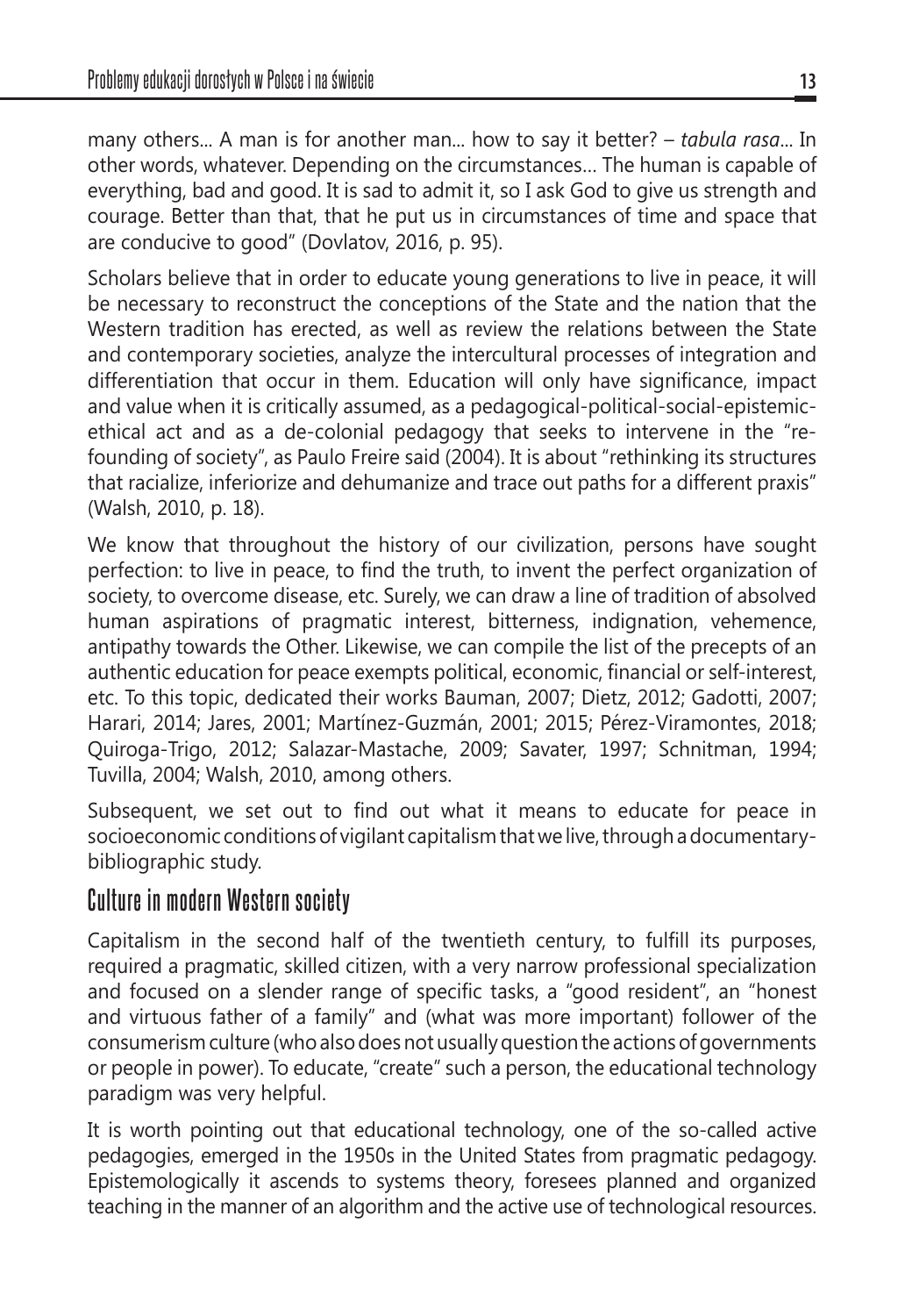many others... A man is for another man... how to say it better? – *tabula rasa*... In other words, whatever. Depending on the circumstances… The human is capable of everything, bad and good. It is sad to admit it, so I ask God to give us strength and courage. Better than that, that he put us in circumstances of time and space that are conducive to good" (Dovlatov, 2016, p. 95).

Scholars believe that in order to educate young generations to live in peace, it will be necessary to reconstruct the conceptions of the State and the nation that the Western tradition has erected, as well as review the relations between the State and contemporary societies, analyze the intercultural processes of integration and differentiation that occur in them. Education will only have significance, impact and value when it is critically assumed, as a pedagogical-political-social-epistemic-ethical act and as a de-colonial pedagogy that seeks to intervene in the "re-founding of society", as Paulo Freire said (2004). It is about "rethinking its structures that racialize, inferiorize and dehumanize and trace out paths for a different praxis" (Walsh, 2010, p. 18).

We know that throughout the history of our civilization, persons have sought perfection: to live in peace, to find the truth, to invent the perfect organization of society, to overcome disease, etc. Surely, we can draw a line of tradition of absolved human aspirations of pragmatic interest, bitterness, indignation, vehemence, antipathy towards the Other. Likewise, we can compile the list of the precepts of an authentic education for peace exempts political, economic, financial or self-interest, etc. To this topic, dedicated their works Bauman, 2007; Dietz, 2012; Gadotti, 2007; Harari, 2014; Jares, 2001; Martínez-Guzmán, 2001; 2015; Pérez-Viramontes, 2018; Quiroga-Trigo, 2012; Salazar-Mastache, 2009; Savater, 1997; Schnitman, 1994; Tuvilla, 2004; Walsh, 2010, among others.

Subsequent, we set out to find out what it means to educate for peace in socioeconomic conditions of vigilant capitalism that we live, through a documentary-bibliographic study.

## Culture in modern Western society

Capitalism in the second half of the twentieth century, to fulfill its purposes, required a pragmatic, skilled citizen, with a very narrow professional specialization and focused on a slender range of specific tasks, a "good resident", an "honest and virtuous father of a family" and (what was more important) follower of the consumerism culture (who also does not usually question the actions of governments or people in power). To educate, "create" such a person, the educational technology paradigm was very helpful.

It is worth pointing out that educational technology, one of the so-called active pedagogies, emerged in the 1950s in the United States from pragmatic pedagogy. Epistemologically it ascends to systems theory, foresees planned and organized teaching in the manner of an algorithm and the active use of technological resources.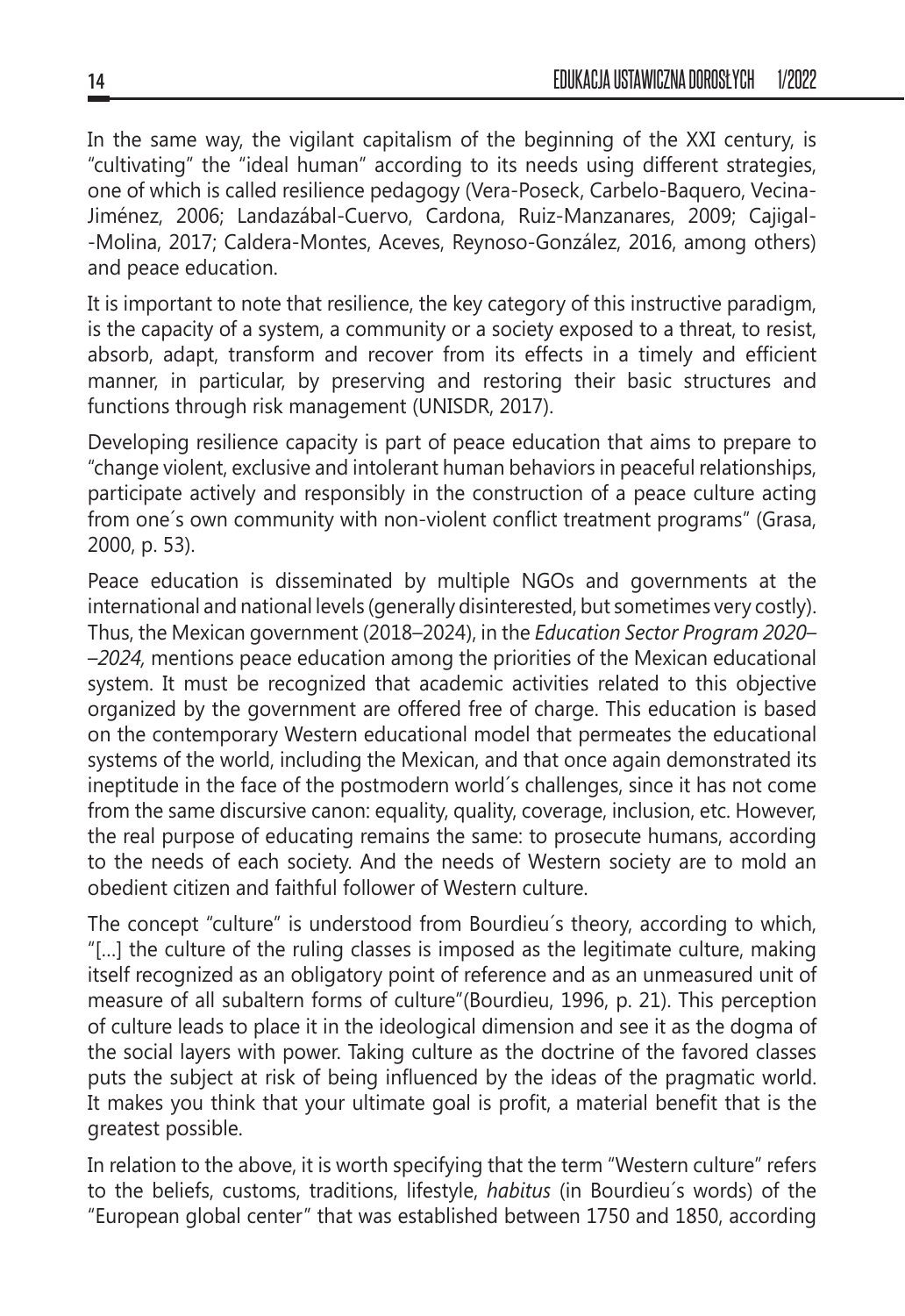In the same way, the vigilant capitalism of the beginning of the XXI century, is "cultivating" the "ideal human" according to its needs using different strategies, one of which is called resilience pedagogy (Vera-Poseck, Carbelo-Baquero, Vecina-Jiménez, 2006; Landazábal-Cuervo, Cardona, Ruiz-Manzanares, 2009; Cajigal--Molina, 2017; Caldera-Montes, Aceves, Reynoso-González, 2016, among others) and peace education.

It is important to note that resilience, the key category of this instructive paradigm, is the capacity of a system, a community or a society exposed to a threat, to resist, absorb, adapt, transform and recover from its effects in a timely and efficient manner, in particular, by preserving and restoring their basic structures and functions through risk management (UNISDR, 2017).

Developing resilience capacity is part of peace education that aims to prepare to "change violent, exclusive and intolerant human behaviors in peaceful relationships, participate actively and responsibly in the construction of a peace culture acting from one´s own community with non-violent conflict treatment programs" (Grasa, 2000, p. 53).

Peace education is disseminated by multiple NGOs and governments at the international and national levels (generally disinterested, but sometimes very costly). Thus, the Mexican government (2018–2024), in the *Education Sector Program 2020–2024,* mentions peace education among the priorities of the Mexican educational system. It must be recognized that academic activities related to this objective organized by the government are offered free of charge. This education is based on the contemporary Western educational model that permeates the educational systems of the world, including the Mexican, and that once again demonstrated its ineptitude in the face of the postmodern world´s challenges, since it has not come from the same discursive canon: equality, quality, coverage, inclusion, etc. However, the real purpose of educating remains the same: to prosecute humans, according to the needs of each society. And the needs of Western society are to mold an obedient citizen and faithful follower of Western culture.

The concept "culture" is understood from Bourdieu´s theory, according to which, "[…] the culture of the ruling classes is imposed as the legitimate culture, making itself recognized as an obligatory point of reference and as an unmeasured unit of measure of all subaltern forms of culture"(Bourdieu, 1996, p. 21). This perception of culture leads to place it in the ideological dimension and see it as the dogma of the social layers with power. Taking culture as the doctrine of the favored classes puts the subject at risk of being influenced by the ideas of the pragmatic world. It makes you think that your ultimate goal is profit, a material benefit that is the greatest possible.

In relation to the above, it is worth specifying that the term "Western culture" refers to the beliefs, customs, traditions, lifestyle, *habitus* (in Bourdieu´s words) of the "European global center" that was established between 1750 and 1850, according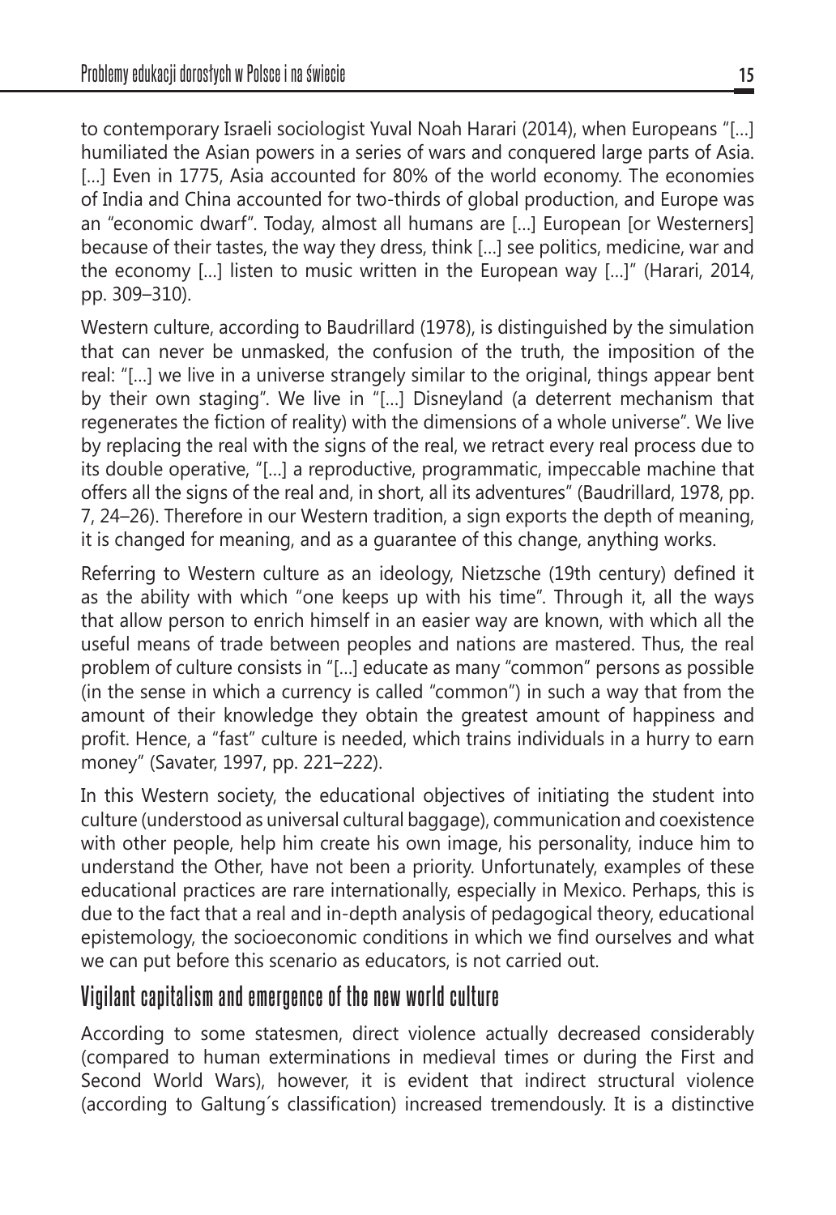to contemporary Israeli sociologist Yuval Noah Harari (2014), when Europeans "[...] humiliated the Asian powers in a series of wars and conquered large parts of Asia. [...] Even in 1775, Asia accounted for 80% of the world economy. The economies of India and China accounted for two-thirds of global production, and Europe was an "economic dwarf". Today, almost all humans are [...] European [or Westerners] because of their tastes, the way they dress, think [...] see politics, medicine, war and the economy [...] listen to music written in the European way [...]" (Harari, 2014, pp. 309–310).

Western culture, according to Baudrillard (1978), is distinguished by the simulation that can never be unmasked, the confusion of the truth, the imposition of the real: "[...] we live in a universe strangely similar to the original, things appear bent by their own staging". We live in "[...] Disneyland (a deterrent mechanism that regenerates the fiction of reality) with the dimensions of a whole universe". We live by replacing the real with the signs of the real, we retract every real process due to its double operative, "[...] a reproductive, programmatic, impeccable machine that offers all the signs of the real and, in short, all its adventures" (Baudrillard, 1978, pp. 7, 24–26). Therefore in our Western tradition, a sign exports the depth of meaning, it is changed for meaning, and as a guarantee of this change, anything works.

Referring to Western culture as an ideology, Nietzsche (19th century) defined it as the ability with which "one keeps up with his time". Through it, all the ways that allow person to enrich himself in an easier way are known, with which all the useful means of trade between peoples and nations are mastered. Thus, the real problem of culture consists in "[...] educate as many "common" persons as possible (in the sense in which a currency is called "common") in such a way that from the amount of their knowledge they obtain the greatest amount of happiness and profit. Hence, a "fast" culture is needed, which trains individuals in a hurry to earn money" (Savater, 1997, pp. 221–222).

In this Western society, the educational objectives of initiating the student into culture (understood as universal cultural baggage), communication and coexistence with other people, help him create his own image, his personality, induce him to understand the Other, have not been a priority. Unfortunately, examples of these educational practices are rare internationally, especially in Mexico. Perhaps, this is due to the fact that a real and in-depth analysis of pedagogical theory, educational epistemology, the socioeconomic conditions in which we find ourselves and what we can put before this scenario as educators, is not carried out.

## Vigilant capitalism and emergence of the new world culture

According to some statesmen, direct violence actually decreased considerably (compared to human exterminations in medieval times or during the First and Second World Wars), however, it is evident that indirect structural violence (according to Galtung´s classification) increased tremendously. It is a distinctive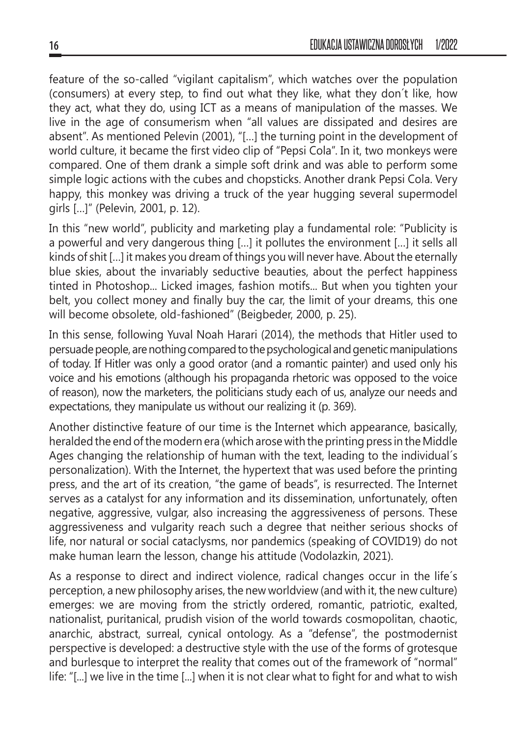feature of the so-called "vigilant capitalism", which watches over the population (consumers) at every step, to find out what they like, what they don´t like, how they act, what they do, using ICT as a means of manipulation of the masses. We live in the age of consumerism when "all values are dissipated and desires are absent". As mentioned Pelevin (2001), "[…] the turning point in the development of world culture, it became the first video clip of "Pepsi Cola". In it, two monkeys were compared. One of them drank a simple soft drink and was able to perform some simple logic actions with the cubes and chopsticks. Another drank Pepsi Cola. Very happy, this monkey was driving a truck of the year hugging several supermodel girls […]" (Pelevin, 2001, p. 12).

In this "new world", publicity and marketing play a fundamental role: "Publicity is a powerful and very dangerous thing […] it pollutes the environment […] it sells all kinds of shit […] it makes you dream of things you will never have. About the eternally blue skies, about the invariably seductive beauties, about the perfect happiness tinted in Photoshop... Licked images, fashion motifs... But when you tighten your belt, you collect money and finally buy the car, the limit of your dreams, this one will become obsolete, old-fashioned" (Beigbeder, 2000, p. 25).

In this sense, following Yuval Noah Harari (2014), the methods that Hitler used to persuade people, are nothing compared to the psychological and genetic manipulations of today. If Hitler was only a good orator (and a romantic painter) and used only his voice and his emotions (although his propaganda rhetoric was opposed to the voice of reason), now the marketers, the politicians study each of us, analyze our needs and expectations, they manipulate us without our realizing it (p. 369).

Another distinctive feature of our time is the Internet which appearance, basically, heralded the end of the modern era (which arose with the printing press in the Middle Ages changing the relationship of human with the text, leading to the individual´s personalization). With the Internet, the hypertext that was used before the printing press, and the art of its creation, "the game of beads", is resurrected. The Internet serves as a catalyst for any information and its dissemination, unfortunately, often negative, aggressive, vulgar, also increasing the aggressiveness of persons. These aggressiveness and vulgarity reach such a degree that neither serious shocks of life, nor natural or social cataclysms, nor pandemics (speaking of COVID19) do not make human learn the lesson, change his attitude (Vodolazkin, 2021).

As a response to direct and indirect violence, radical changes occur in the life´s perception, a new philosophy arises, the new worldview (and with it, the new culture) emerges: we are moving from the strictly ordered, romantic, patriotic, exalted, nationalist, puritanical, prudish vision of the world towards cosmopolitan, chaotic, anarchic, abstract, surreal, cynical ontology. As a "defense", the postmodernist perspective is developed: a destructive style with the use of the forms of grotesque and burlesque to interpret the reality that comes out of the framework of "normal" life: "[...] we live in the time [...] when it is not clear what to fight for and what to wish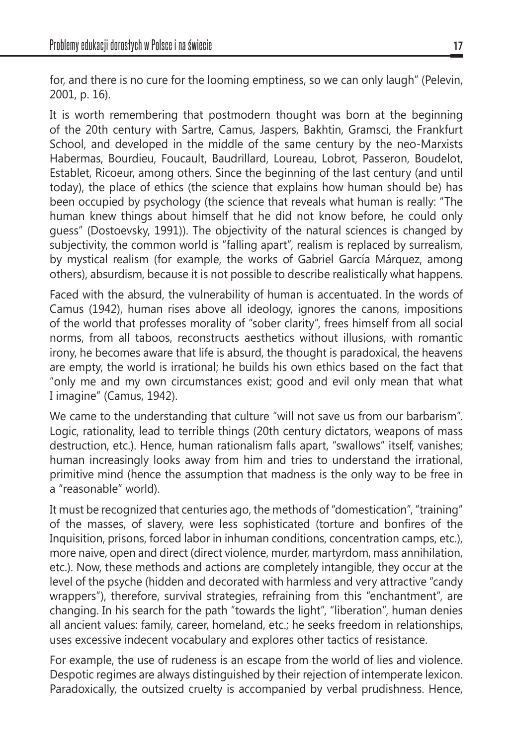for, and there is no cure for the looming emptiness, so we can only laugh" (Pelevin, 2001, p. 16).

It is worth remembering that postmodern thought was born at the beginning of the 20th century with Sartre, Camus, Jaspers, Bakhtin, Gramsci, the Frankfurt School, and developed in the middle of the same century by the neo-Marxists Habermas, Bourdieu, Foucault, Baudrillard, Loureau, Lobrot, Passeron, Boudelot, Establet, Ricoeur, among others. Since the beginning of the last century (and until today), the place of ethics (the science that explains how human should be) has been occupied by psychology (the science that reveals what human is really: "The human knew things about himself that he did not know before, he could only guess" (Dostoevsky, 1991)). The objectivity of the natural sciences is changed by subjectivity, the common world is "falling apart", realism is replaced by surrealism, by mystical realism (for example, the works of Gabriel García Márquez, among others), absurdism, because it is not possible to describe realistically what happens.

Faced with the absurd, the vulnerability of human is accentuated. In the words of Camus (1942), human rises above all ideology, ignores the canons, impositions of the world that professes morality of "sober clarity", frees himself from all social norms, from all taboos, reconstructs aesthetics without illusions, with romantic irony, he becomes aware that life is absurd, the thought is paradoxical, the heavens are empty, the world is irrational; he builds his own ethics based on the fact that "only me and my own circumstances exist; good and evil only mean that what I imagine" (Camus, 1942).

We came to the understanding that culture "will not save us from our barbarism". Logic, rationality, lead to terrible things (20th century dictators, weapons of mass destruction, etc.). Hence, human rationalism falls apart, "swallows" itself, vanishes; human increasingly looks away from him and tries to understand the irrational, primitive mind (hence the assumption that madness is the only way to be free in a "reasonable" world).

It must be recognized that centuries ago, the methods of "domestication", "training" of the masses, of slavery, were less sophisticated (torture and bonfires of the Inquisition, prisons, forced labor in inhuman conditions, concentration camps, etc.), more naive, open and direct (direct violence, murder, martyrdom, mass annihilation, etc.). Now, these methods and actions are completely intangible, they occur at the level of the psyche (hidden and decorated with harmless and very attractive "candy wrappers"), therefore, survival strategies, refraining from this "enchantment", are changing. In his search for the path "towards the light", "liberation", human denies all ancient values: family, career, homeland, etc.; he seeks freedom in relationships, uses excessive indecent vocabulary and explores other tactics of resistance.

For example, the use of rudeness is an escape from the world of lies and violence. Despotic regimes are always distinguished by their rejection of intemperate lexicon. Paradoxically, the outsized cruelty is accompanied by verbal prudishness. Hence,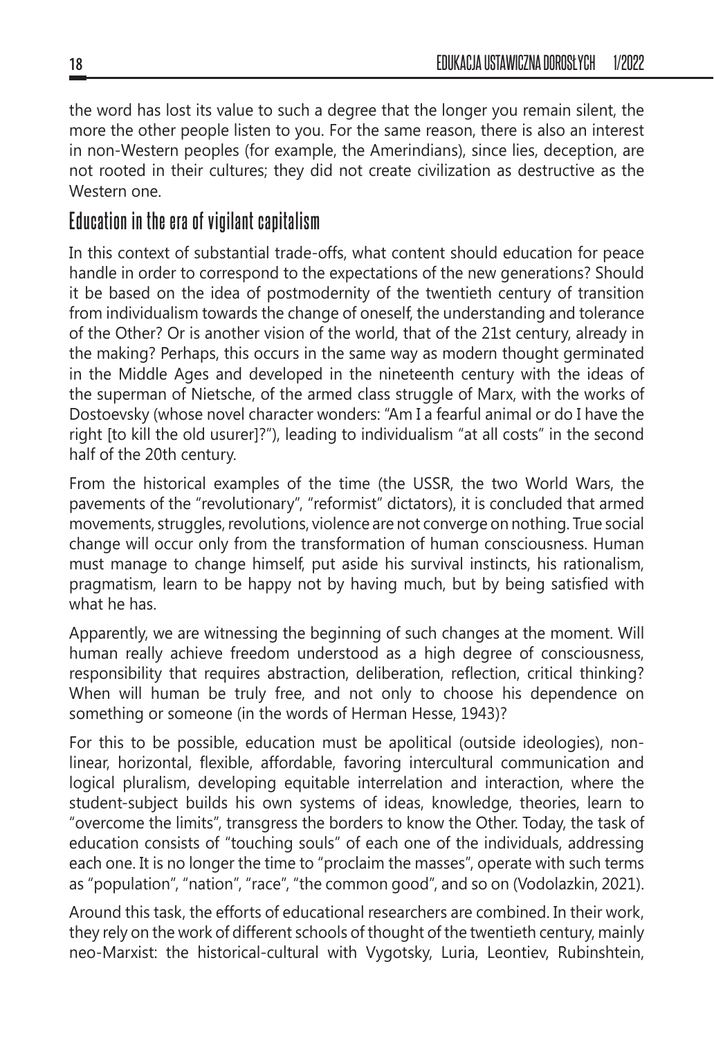the word has lost its value to such a degree that the longer you remain silent, the more the other people listen to you. For the same reason, there is also an interest in non-Western peoples (for example, the Amerindians), since lies, deception, are not rooted in their cultures; they did not create civilization as destructive as the Western one.

## Education in the era of vigilant capitalism

In this context of substantial trade-offs, what content should education for peace handle in order to correspond to the expectations of the new generations? Should it be based on the idea of postmodernity of the twentieth century of transition from individualism towards the change of oneself, the understanding and tolerance of the Other? Or is another vision of the world, that of the 21st century, already in the making? Perhaps, this occurs in the same way as modern thought germinated in the Middle Ages and developed in the nineteenth century with the ideas of the superman of Nietsche, of the armed class struggle of Marx, with the works of Dostoevsky (whose novel character wonders: "Am I a fearful animal or do I have the right [to kill the old usurer]?"), leading to individualism "at all costs" in the second half of the 20th century.

From the historical examples of the time (the USSR, the two World Wars, the pavements of the "revolutionary", "reformist" dictators), it is concluded that armed movements, struggles, revolutions, violence are not converge on nothing. True social change will occur only from the transformation of human consciousness. Human must manage to change himself, put aside his survival instincts, his rationalism, pragmatism, learn to be happy not by having much, but by being satisfied with what he has.

Apparently, we are witnessing the beginning of such changes at the moment. Will human really achieve freedom understood as a high degree of consciousness, responsibility that requires abstraction, deliberation, reflection, critical thinking? When will human be truly free, and not only to choose his dependence on something or someone (in the words of Herman Hesse, 1943)?

For this to be possible, education must be apolitical (outside ideologies), non-linear, horizontal, flexible, affordable, favoring intercultural communication and logical pluralism, developing equitable interrelation and interaction, where the student-subject builds his own systems of ideas, knowledge, theories, learn to "overcome the limits", transgress the borders to know the Other. Today, the task of education consists of "touching souls" of each one of the individuals, addressing each one. It is no longer the time to "proclaim the masses", operate with such terms as "population", "nation", "race", "the common good", and so on (Vodolazkin, 2021).

Around this task, the efforts of educational researchers are combined. In their work, they rely on the work of different schools of thought of the twentieth century, mainly neo-Marxist: the historical-cultural with Vygotsky, Luria, Leontiev, Rubinshtein,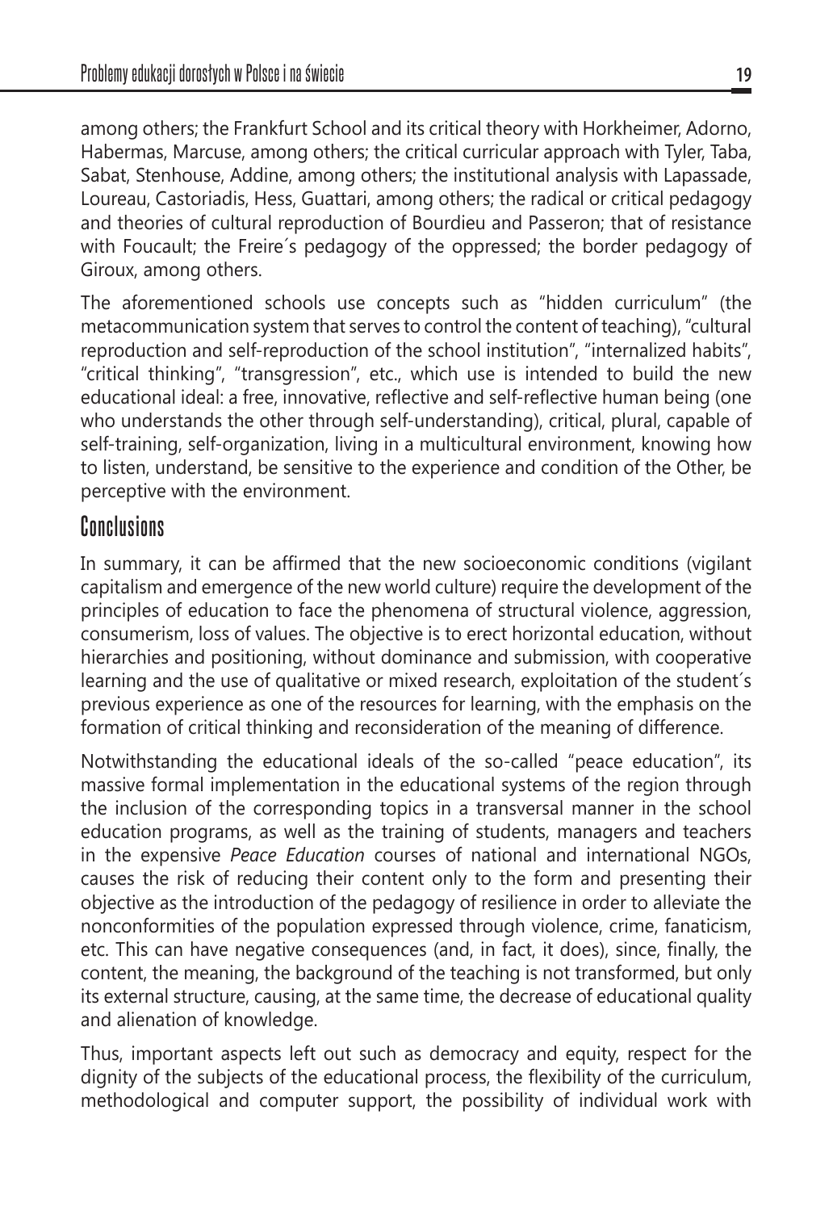among others; the Frankfurt School and its critical theory with Horkheimer, Adorno, Habermas, Marcuse, among others; the critical curricular approach with Tyler, Taba, Sabat, Stenhouse, Addine, among others; the institutional analysis with Lapassade, Loureau, Castoriadis, Hess, Guattari, among others; the radical or critical pedagogy and theories of cultural reproduction of Bourdieu and Passeron; that of resistance with Foucault; the Freire´s pedagogy of the oppressed; the border pedagogy of Giroux, among others.

The aforementioned schools use concepts such as "hidden curriculum" (the metacommunication system that serves to control the content of teaching), "cultural reproduction and self-reproduction of the school institution", "internalized habits", "critical thinking", "transgression", etc., which use is intended to build the new educational ideal: a free, innovative, reflective and self-reflective human being (one who understands the other through self-understanding), critical, plural, capable of self-training, self-organization, living in a multicultural environment, knowing how to listen, understand, be sensitive to the experience and condition of the Other, be perceptive with the environment.

## Conclusions

In summary, it can be affirmed that the new socioeconomic conditions (vigilant capitalism and emergence of the new world culture) require the development of the principles of education to face the phenomena of structural violence, aggression, consumerism, loss of values. The objective is to erect horizontal education, without hierarchies and positioning, without dominance and submission, with cooperative learning and the use of qualitative or mixed research, exploitation of the student´s previous experience as one of the resources for learning, with the emphasis on the formation of critical thinking and reconsideration of the meaning of difference.

Notwithstanding the educational ideals of the so-called "peace education", its massive formal implementation in the educational systems of the region through the inclusion of the corresponding topics in a transversal manner in the school education programs, as well as the training of students, managers and teachers in the expensive *Peace Education* courses of national and international NGOs, causes the risk of reducing their content only to the form and presenting their objective as the introduction of the pedagogy of resilience in order to alleviate the nonconformities of the population expressed through violence, crime, fanaticism, etc. This can have negative consequences (and, in fact, it does), since, finally, the content, the meaning, the background of the teaching is not transformed, but only its external structure, causing, at the same time, the decrease of educational quality and alienation of knowledge.

Thus, important aspects left out such as democracy and equity, respect for the dignity of the subjects of the educational process, the flexibility of the curriculum, methodological and computer support, the possibility of individual work with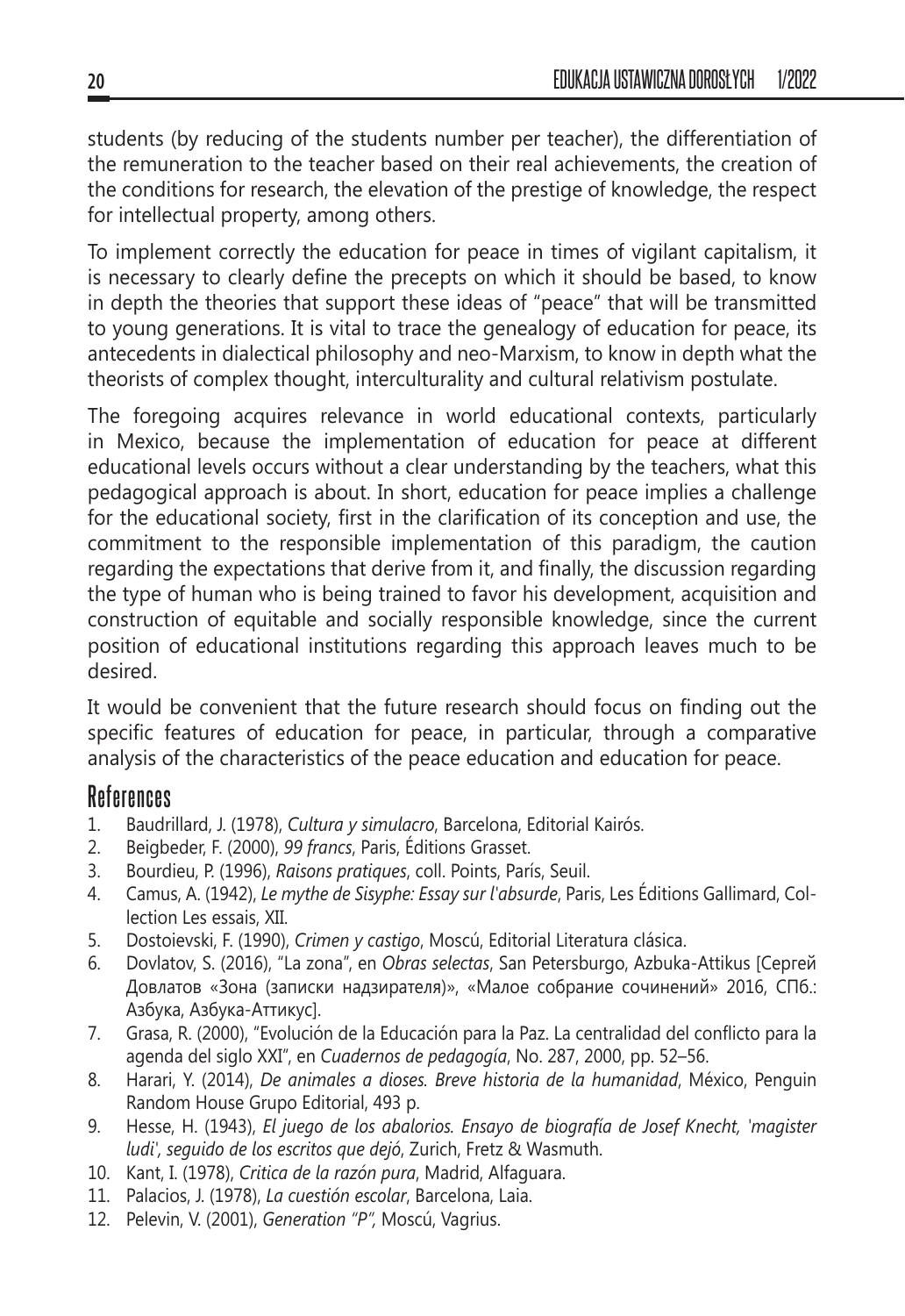students (by reducing of the students number per teacher), the differentiation of the remuneration to the teacher based on their real achievements, the creation of the conditions for research, the elevation of the prestige of knowledge, the respect for intellectual property, among others.

To implement correctly the education for peace in times of vigilant capitalism, it is necessary to clearly define the precepts on which it should be based, to know in depth the theories that support these ideas of "peace" that will be transmitted to young generations. It is vital to trace the genealogy of education for peace, its antecedents in dialectical philosophy and neo-Marxism, to know in depth what the theorists of complex thought, interculturality and cultural relativism postulate.

The foregoing acquires relevance in world educational contexts, particularly in Mexico, because the implementation of education for peace at different educational levels occurs without a clear understanding by the teachers, what this pedagogical approach is about. In short, education for peace implies a challenge for the educational society, first in the clarification of its conception and use, the commitment to the responsible implementation of this paradigm, the caution regarding the expectations that derive from it, and finally, the discussion regarding the type of human who is being trained to favor his development, acquisition and construction of equitable and socially responsible knowledge, since the current position of educational institutions regarding this approach leaves much to be desired.

It would be convenient that the future research should focus on finding out the specific features of education for peace, in particular, through a comparative analysis of the characteristics of the peace education and education for peace.

## References

1. Baudrillard, J. (1978), *Cultura y simulacro*, Barcelona, Editorial Kairós.
2. Beigbeder, F. (2000), *99 francs*, Paris, Éditions Grasset.
3. Bourdieu, P. (1996), *Raisons pratiques*, coll. Points, París, Seuil.
4. Camus, A. (1942), *Le mythe de Sisyphe: Essay sur l'absurde*, Paris, Les Éditions Gallimard, Collection Les essais, XII.
5. Dostoievski, F. (1990), *Crimen y castigo*, Moscú, Editorial Literatura clásica.
6. Dovlatov, S. (2016), "La zona", en *Obras selectas*, San Petersburgo, Azbuka-Attikus [Сергей Довлатов «Зона (записки надзирателя)», «Малое собрание сочинений» 2016, СПб.: Азбука, Азбука-Аттикус].
7. Grasa, R. (2000), "Evolución de la Educación para la Paz. La centralidad del conflicto para la agenda del siglo XXI", en *Cuadernos de pedagogía*, No. 287, 2000, pp. 52–56.
8. Harari, Y. (2014), *De animales a dioses. Breve historia de la humanidad*, México, Penguin Random House Grupo Editorial, 493 p.
9. Hesse, H. (1943), *El juego de los abalorios. Ensayo de biografía de Josef Knecht, 'magister ludi', seguido de los escritos que dejó*, Zurich, Fretz & Wasmuth.
10. Kant, I. (1978), *Critica de la razón pura*, Madrid, Alfaguara.
11. Palacios, J. (1978), *La cuestión escolar*, Barcelona, Laia.
12. Pelevin, V. (2001), *Generation "P"*, Moscú, Vagrius.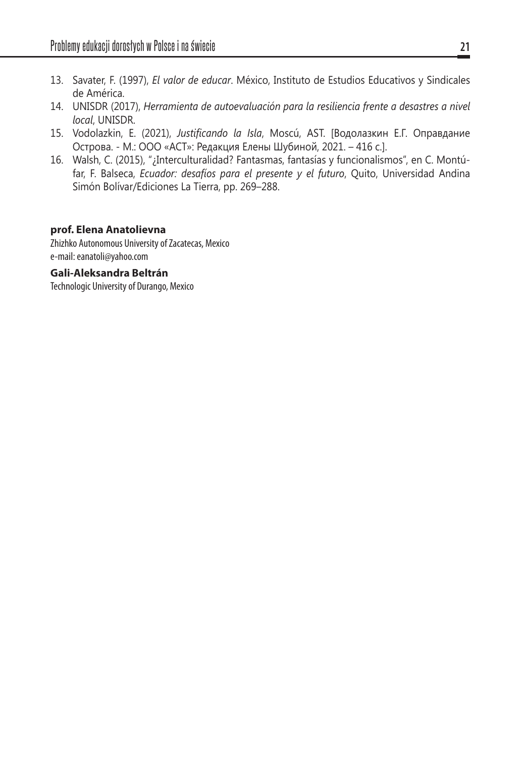13. Savater, F. (1997), *El valor de educar*. México, Instituto de Estudios Educativos y Sindicales de América.
14. UNISDR (2017), *Herramienta de autoevaluación para la resiliencia frente a desastres a nivel local*, UNISDR.
15. Vodolazkin, E. (2021), *Justificando la Isla*, Moscú, AST. [Водолазкин Е.Г. Оправдание Острова. - М.: ООО «АСТ»: Редакция Елены Шубиной, 2021. – 416 с.].
16. Walsh, C. (2015), "¿Interculturalidad? Fantasmas, fantasías y funcionalismos", en C. Montúfar, F. Balseca, *Ecuador: desafíos para el presente y el futuro*, Quito, Universidad Andina Simón Bolívar/Ediciones La Tierra, pp. 269–288.

**prof. Elena Anatolievna**
Zhizhko Autonomous University of Zacatecas, Mexico
e-mail: eanatoli@yahoo.com

**Gali-Aleksandra Beltrán**
Technologic University of Durango, Mexico